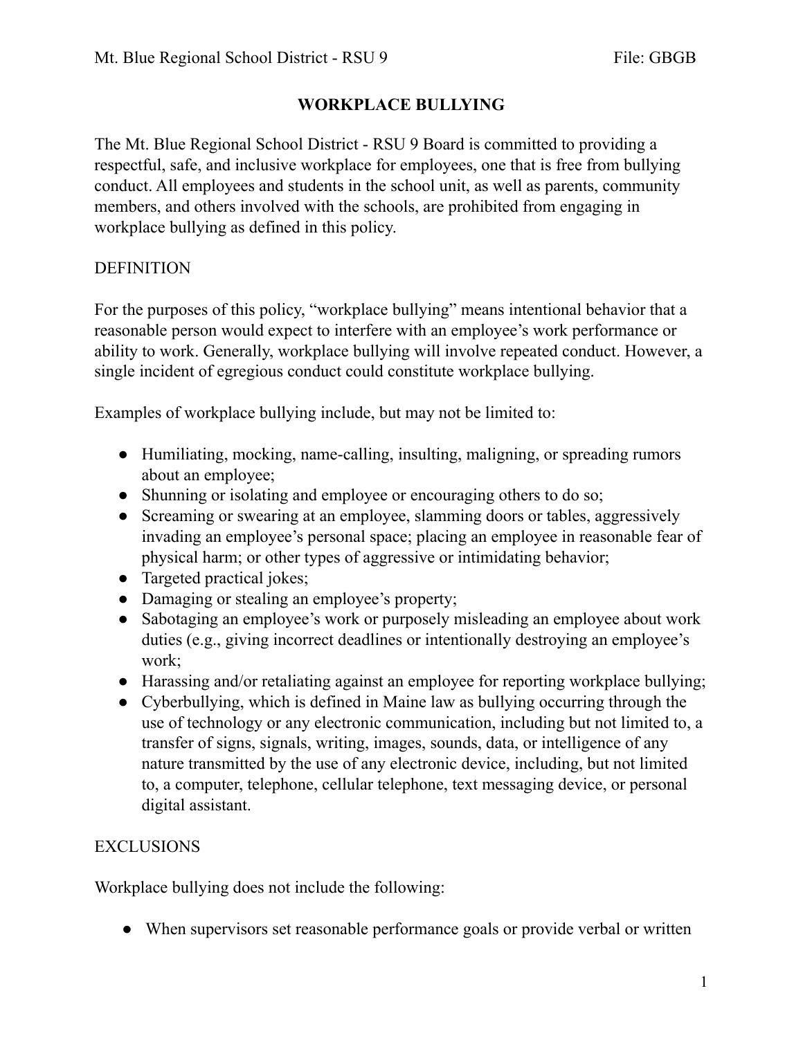# WORKPLACE BULLYING

The Mt. Blue Regional School District - RSU 9 Board is committed to providing a respectful, safe, and inclusive workplace for employees, one that is free from bullying conduct. All employees and students in the school unit, as well as parents, community members, and others involved with the schools, are prohibited from engaging in workplace bullying as defined in this policy.

## DEFINITION

For the purposes of this policy, “workplace bullying” means intentional behavior that a reasonable person would expect to interfere with an employee’s work performance or ability to work. Generally, workplace bullying will involve repeated conduct. However, a single incident of egregious conduct could constitute workplace bullying.

Examples of workplace bullying include, but may not be limited to:

- Humiliating, mocking, name-calling, insulting, maligning, or spreading rumors about an employee;
- Shunning or isolating and employee or encouraging others to do so;
- Screaming or swearing at an employee, slamming doors or tables, aggressively invading an employee’s personal space; placing an employee in reasonable fear of physical harm; or other types of aggressive or intimidating behavior;
- Targeted practical jokes;
- Damaging or stealing an employee’s property;
- Sabotaging an employee’s work or purposely misleading an employee about work duties (e.g., giving incorrect deadlines or intentionally destroying an employee’s work;
- Harassing and/or retaliating against an employee for reporting workplace bullying;
- Cyberbullying, which is defined in Maine law as bullying occurring through the use of technology or any electronic communication, including but not limited to, a transfer of signs, signals, writing, images, sounds, data, or intelligence of any nature transmitted by the use of any electronic device, including, but not limited to, a computer, telephone, cellular telephone, text messaging device, or personal digital assistant.

## EXCLUSIONS

Workplace bullying does not include the following:

- When supervisors set reasonable performance goals or provide verbal or written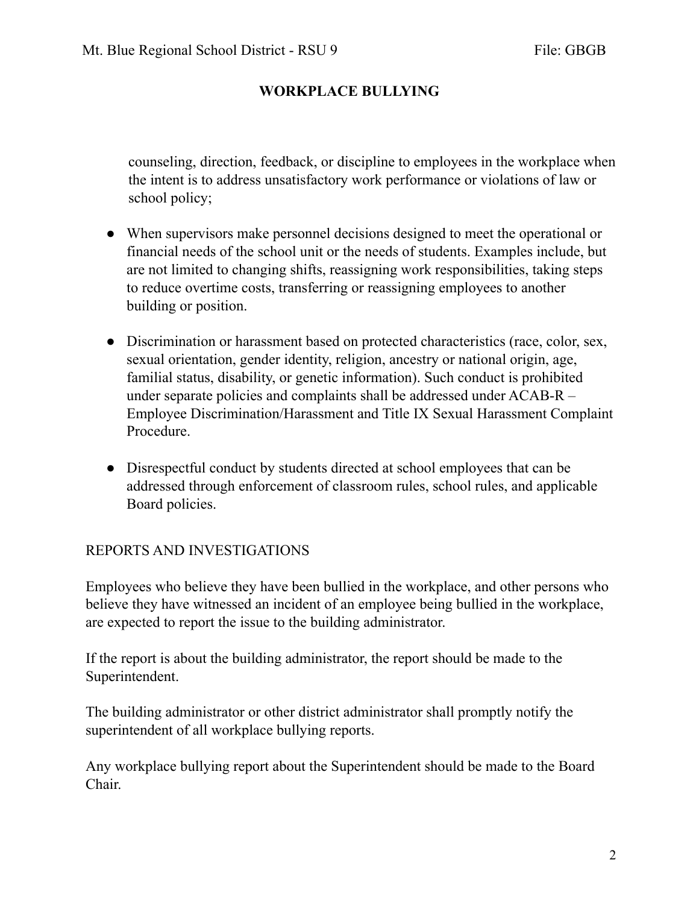counseling, direction, feedback, or discipline to employees in the workplace when the intent is to address unsatisfactory work performance or violations of law or school policy;

- When supervisors make personnel decisions designed to meet the operational or financial needs of the school unit or the needs of students. Examples include, but are not limited to changing shifts, reassigning work responsibilities, taking steps to reduce overtime costs, transferring or reassigning employees to another building or position.

- Discrimination or harassment based on protected characteristics (race, color, sex, sexual orientation, gender identity, religion, ancestry or national origin, age, familial status, disability, or genetic information). Such conduct is prohibited under separate policies and complaints shall be addressed under ACAB-R – Employee Discrimination/Harassment and Title IX Sexual Harassment Complaint Procedure.

- Disrespectful conduct by students directed at school employees that can be addressed through enforcement of classroom rules, school rules, and applicable Board policies.

## REPORTS AND INVESTIGATIONS

Employees who believe they have been bullied in the workplace, and other persons who believe they have witnessed an incident of an employee being bullied in the workplace, are expected to report the issue to the building administrator.

If the report is about the building administrator, the report should be made to the Superintendent.

The building administrator or other district administrator shall promptly notify the superintendent of all workplace bullying reports.

Any workplace bullying report about the Superintendent should be made to the Board Chair.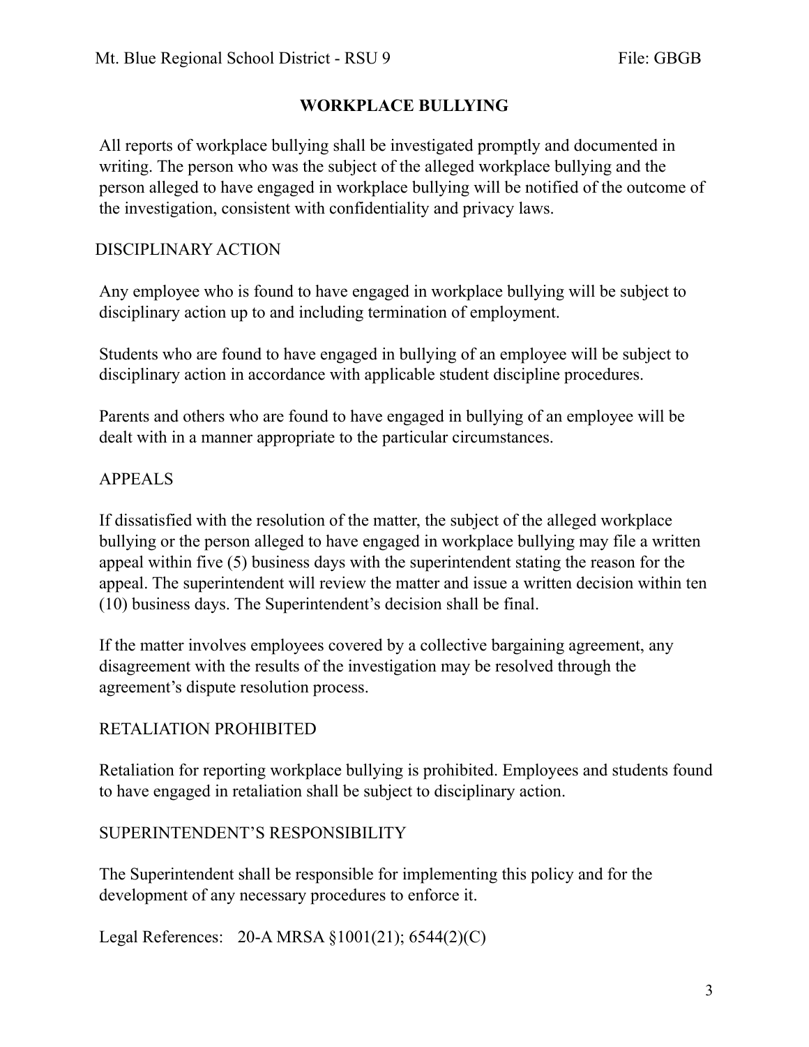# WORKPLACE BULLYING

All reports of workplace bullying shall be investigated promptly and documented in writing. The person who was the subject of the alleged workplace bullying and the person alleged to have engaged in workplace bullying will be notified of the outcome of the investigation, consistent with confidentiality and privacy laws.

## DISCIPLINARY ACTION

Any employee who is found to have engaged in workplace bullying will be subject to disciplinary action up to and including termination of employment.

Students who are found to have engaged in bullying of an employee will be subject to disciplinary action in accordance with applicable student discipline procedures.

Parents and others who are found to have engaged in bullying of an employee will be dealt with in a manner appropriate to the particular circumstances.

## APPEALS

If dissatisfied with the resolution of the matter, the subject of the alleged workplace bullying or the person alleged to have engaged in workplace bullying may file a written appeal within five (5) business days with the superintendent stating the reason for the appeal. The superintendent will review the matter and issue a written decision within ten (10) business days. The Superintendent's decision shall be final.

If the matter involves employees covered by a collective bargaining agreement, any disagreement with the results of the investigation may be resolved through the agreement's dispute resolution process.

## RETALIATION PROHIBITED

Retaliation for reporting workplace bullying is prohibited. Employees and students found to have engaged in retaliation shall be subject to disciplinary action.

## SUPERINTENDENT'S RESPONSIBILITY

The Superintendent shall be responsible for implementing this policy and for the development of any necessary procedures to enforce it.

Legal References: 20-A MRSA §1001(21); 6544(2)(C)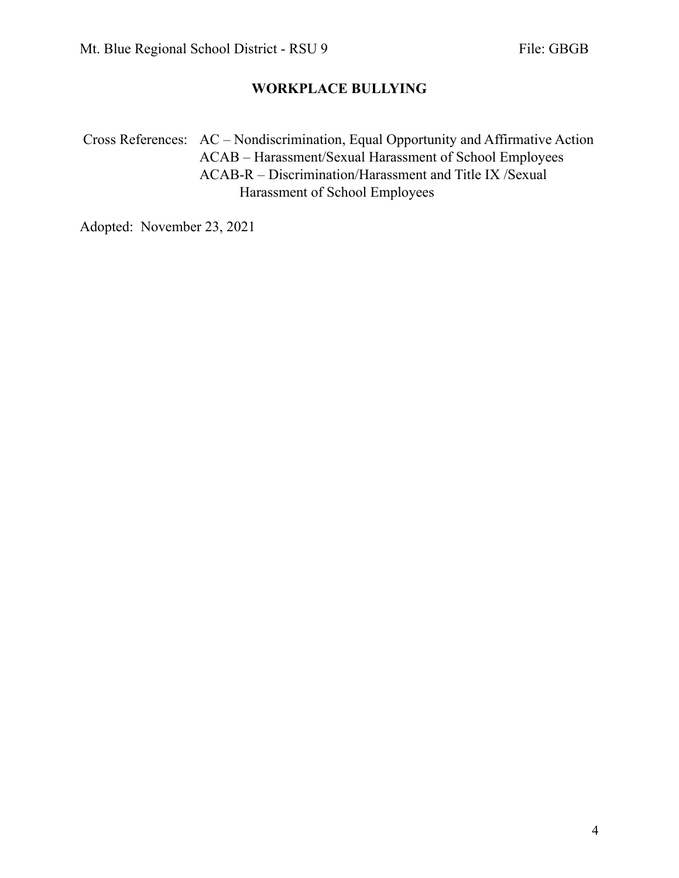## WORKPLACE BULLYING

Cross References: AC – Nondiscrimination, Equal Opportunity and Affirmative Action
ACAB – Harassment/Sexual Harassment of School Employees
ACAB-R – Discrimination/Harassment and Title IX /Sexual Harassment of School Employees

Adopted: November 23, 2021